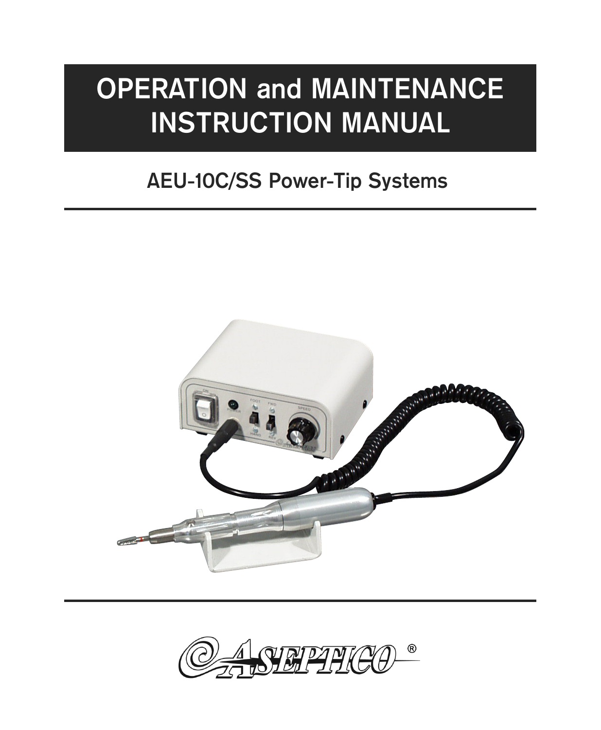# OPERATION and MAINTENANCE INSTRUCTION MANUAL

## AEU-10C/SS Power-Tip Systems

ASEPTICO®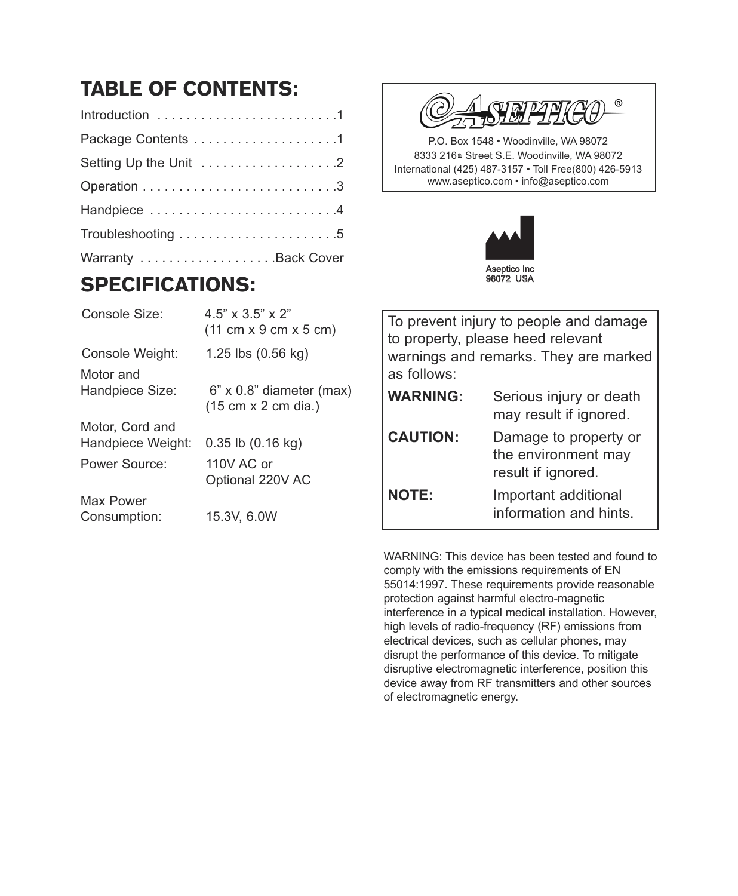## TABLE OF CONTENTS:

Introduction . . . . . . . . . . . . . . . . . . . . . . . . .1
Package Contents . . . . . . . . . . . . . . . . . . . .1
Setting Up the Unit . . . . . . . . . . . . . . . . . . .2
Operation . . . . . . . . . . . . . . . . . . . . . . . . . .3
Handpiece . . . . . . . . . . . . . . . . . . . . . . . . .4
Troubleshooting . . . . . . . . . . . . . . . . . . . . .5
Warranty . . . . . . . . . . . . . . . . . . .Back Cover

## SPECIFICATIONS:

| | |
|---|---|
| Console Size: | 4.5” x 3.5” x 2” (11 cm x 9 cm x 5 cm) |
| Console Weight: | 1.25 lbs (0.56 kg) |
| Motor and Handpiece Size: | 6” x 0.8” diameter (max) (15 cm x 2 cm dia.) |
| Motor, Cord and Handpiece Weight: | 0.35 lb (0.16 kg) |
| Power Source: | 110V AC or Optional 220V AC |
| Max Power Consumption: | 15.3V, 6.0W |

ASEPTICO®

P.O. Box 1548 • Woodinville, WA 98072
8333 216th Street S.E. Woodinville, WA 98072
International (425) 487-3157 • Toll Free(800) 426-5913
www.aseptico.com • info@aseptico.com

Aseptico Inc
98072 USA

To prevent injury to people and damage to property, please heed relevant warnings and remarks. They are marked as follows:

| | |
|---|---|
| **WARNING:** | Serious injury or death may result if ignored. |
| **CAUTION:** | Damage to property or the environment may result if ignored. |
| **NOTE:** | Important additional information and hints. |

WARNING: This device has been tested and found to comply with the emissions requirements of EN 55014:1997. These requirements provide reasonable protection against harmful electro-magnetic interference in a typical medical installation. However, high levels of radio-frequency (RF) emissions from electrical devices, such as cellular phones, may disrupt the performance of this device. To mitigate disruptive electromagnetic interference, position this device away from RF transmitters and other sources of electromagnetic energy.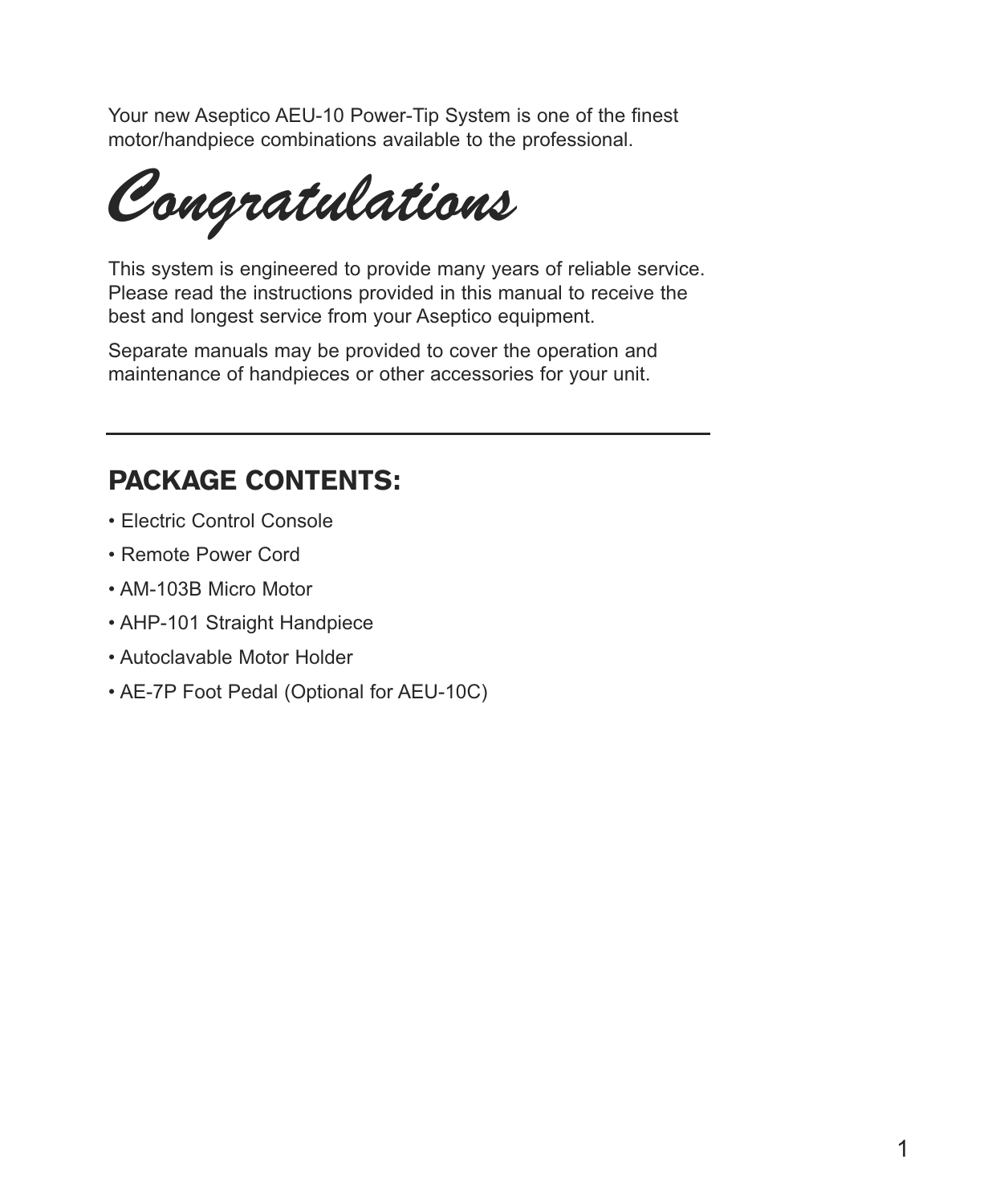Your new Aseptico AEU-10 Power-Tip System is one of the finest motor/handpiece combinations available to the professional.

# *Congratulations*

This system is engineered to provide many years of reliable service. Please read the instructions provided in this manual to receive the best and longest service from your Aseptico equipment.

Separate manuals may be provided to cover the operation and maintenance of handpieces or other accessories for your unit.

---

## PACKAGE CONTENTS:

- Electric Control Console
- Remote Power Cord
- AM-103B Micro Motor
- AHP-101 Straight Handpiece
- Autoclavable Motor Holder
- AE-7P Foot Pedal (Optional for AEU-10C)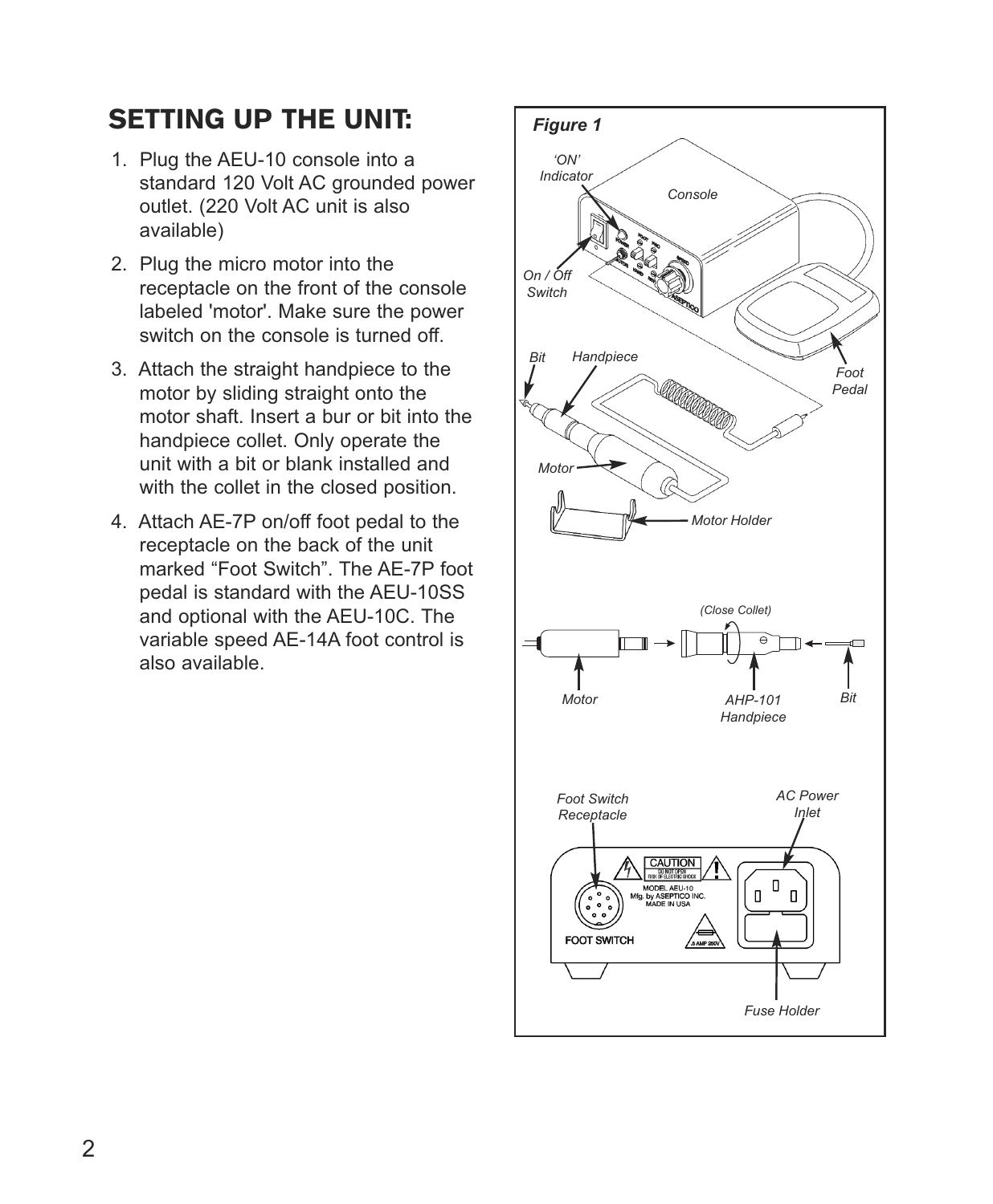## SETTING UP THE UNIT:

1. Plug the AEU-10 console into a standard 120 Volt AC grounded power outlet. (220 Volt AC unit is also available)
2. Plug the micro motor into the receptacle on the front of the console labeled 'motor'. Make sure the power switch on the console is turned off.
3. Attach the straight handpiece to the motor by sliding straight onto the motor shaft. Insert a bur or bit into the handpiece collet. Only operate the unit with a bit or blank installed and with the collet in the closed position.
4. Attach AE-7P on/off foot pedal to the receptacle on the back of the unit marked "Foot Switch". The AE-7P foot pedal is standard with the AEU-10SS and optional with the AEU-10C. The variable speed AE-14A foot control is also available.

*Figure 1*

'ON' Indicator, Console, On / Off Switch, Foot Pedal, Bit, Handpiece, Motor, Motor Holder

(Close Collet)

Motor, AHP-101 Handpiece, Bit

Foot Switch Receptacle, AC Power Inlet, Fuse Holder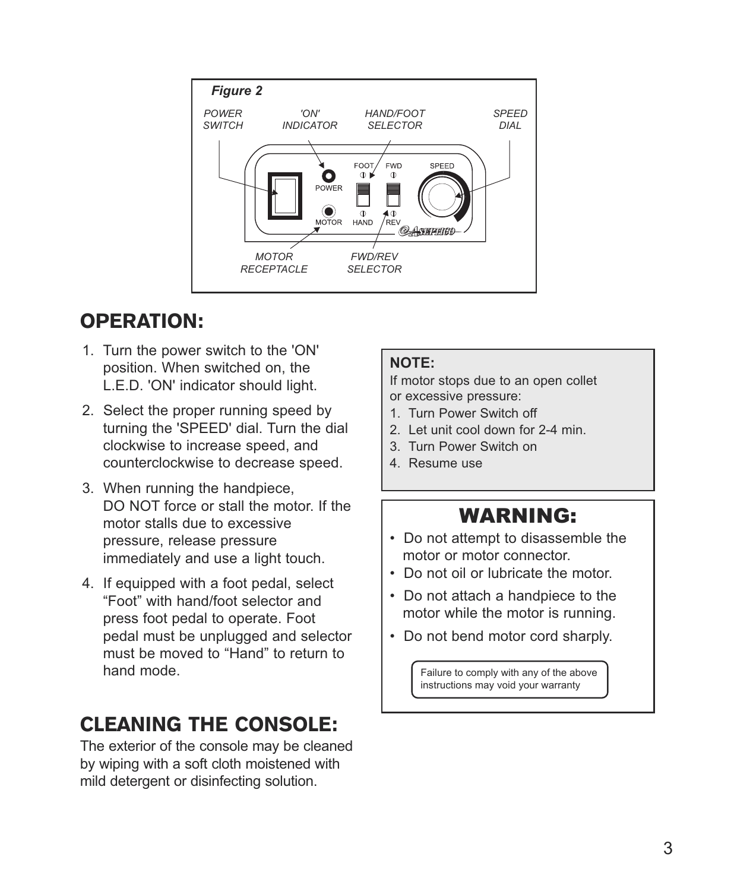*Figure 2*

POWER SWITCH

'ON' INDICATOR

HAND/FOOT SELECTOR

SPEED DIAL

MOTOR RECEPTACLE

FWD/REV SELECTOR

## OPERATION:

1. Turn the power switch to the 'ON' position. When switched on, the L.E.D. 'ON' indicator should light.
2. Select the proper running speed by turning the 'SPEED' dial. Turn the dial clockwise to increase speed, and counterclockwise to decrease speed.
3. When running the handpiece, DO NOT force or stall the motor. If the motor stalls due to excessive pressure, release pressure immediately and use a light touch.
4. If equipped with a foot pedal, select “Foot” with hand/foot selector and press foot pedal to operate. Foot pedal must be unplugged and selector must be moved to “Hand” to return to hand mode.

## CLEANING THE CONSOLE:

The exterior of the console may be cleaned by wiping with a soft cloth moistened with mild detergent or disinfecting solution.

**NOTE:**

If motor stops due to an open collet or excessive pressure:

1. Turn Power Switch off
2. Let unit cool down for 2-4 min.
3. Turn Power Switch on
4. Resume use

## WARNING:

- Do not attempt to disassemble the motor or motor connector.
- Do not oil or lubricate the motor.
- Do not attach a handpiece to the motor while the motor is running.
- Do not bend motor cord sharply.

Failure to comply with any of the above instructions may void your warranty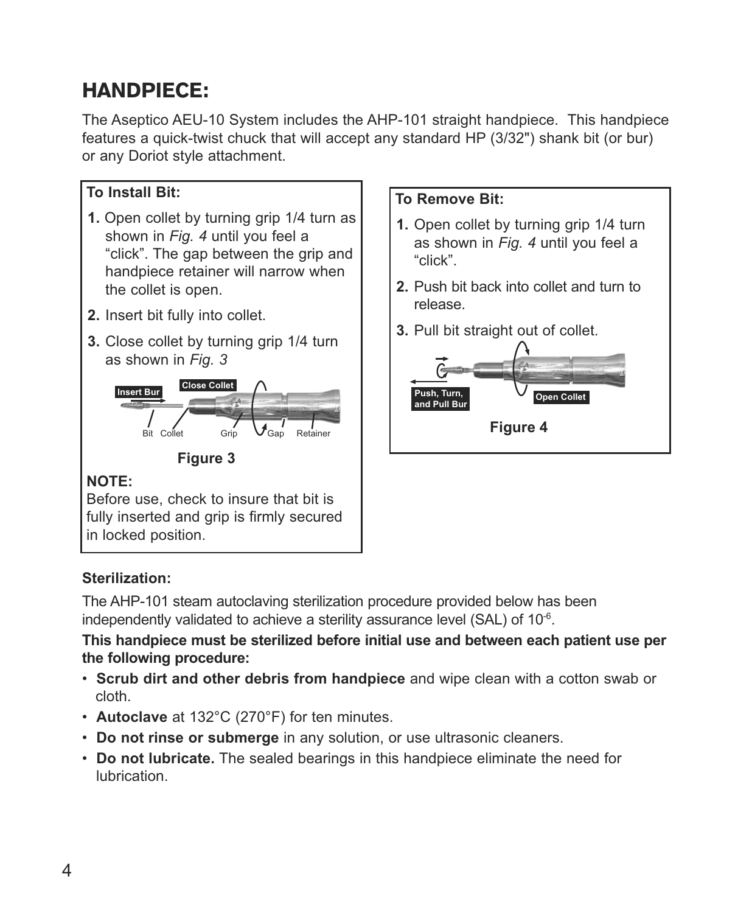# HANDPIECE:

The Aseptico AEU-10 System includes the AHP-101 straight handpiece. This handpiece features a quick-twist chuck that will accept any standard HP (3/32") shank bit (or bur) or any Doriot style attachment.

**To Install Bit:**

1. Open collet by turning grip 1/4 turn as shown in *Fig. 4* until you feel a “click”. The gap between the grip and handpiece retainer will narrow when the collet is open.
2. Insert bit fully into collet.
3. Close collet by turning grip 1/4 turn as shown in *Fig. 3*

Insert Bur | Close Collet | Bit | Collet | Grip | Gap | Retainer

**Figure 3**

**NOTE:**
Before use, check to insure that bit is fully inserted and grip is firmly secured in locked position.

**To Remove Bit:**

1. Open collet by turning grip 1/4 turn as shown in *Fig. 4* until you feel a “click”.
2. Push bit back into collet and turn to release.
3. Pull bit straight out of collet.

Push, Turn, and Pull Bur | Open Collet

**Figure 4**

### Sterilization:

The AHP-101 steam autoclaving sterilization procedure provided below has been independently validated to achieve a sterility assurance level (SAL) of $10^{-6}$.

**This handpiece must be sterilized before initial use and between each patient use per the following procedure:**

- **Scrub dirt and other debris from handpiece** and wipe clean with a cotton swab or cloth.
- **Autoclave** at 132°C (270°F) for ten minutes.
- **Do not rinse or submerge** in any solution, or use ultrasonic cleaners.
- **Do not lubricate.** The sealed bearings in this handpiece eliminate the need for lubrication.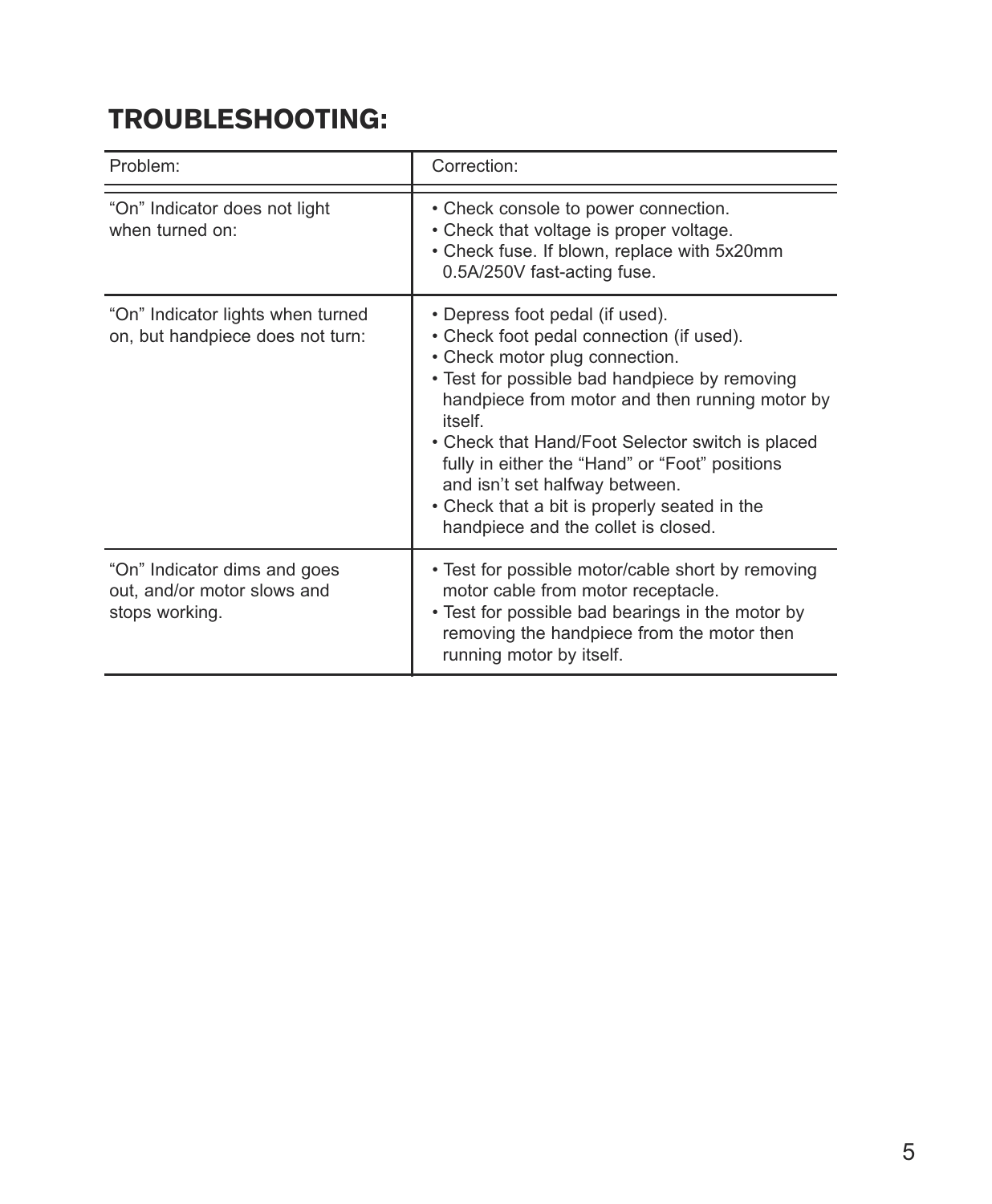## TROUBLESHOOTING:

| Problem: | Correction: |
|---|---|
| "On" Indicator does not light when turned on: | • Check console to power connection.<br>• Check that voltage is proper voltage.<br>• Check fuse. If blown, replace with 5x20mm 0.5A/250V fast-acting fuse. |
| "On" Indicator lights when turned on, but handpiece does not turn: | • Depress foot pedal (if used).<br>• Check foot pedal connection (if used).<br>• Check motor plug connection.<br>• Test for possible bad handpiece by removing handpiece from motor and then running motor by itself.<br>• Check that Hand/Foot Selector switch is placed fully in either the "Hand" or "Foot" positions and isn't set halfway between.<br>• Check that a bit is properly seated in the handpiece and the collet is closed. |
| "On" Indicator dims and goes out, and/or motor slows and stops working. | • Test for possible motor/cable short by removing motor cable from motor receptacle.<br>• Test for possible bad bearings in the motor by removing the handpiece from the motor then running motor by itself. |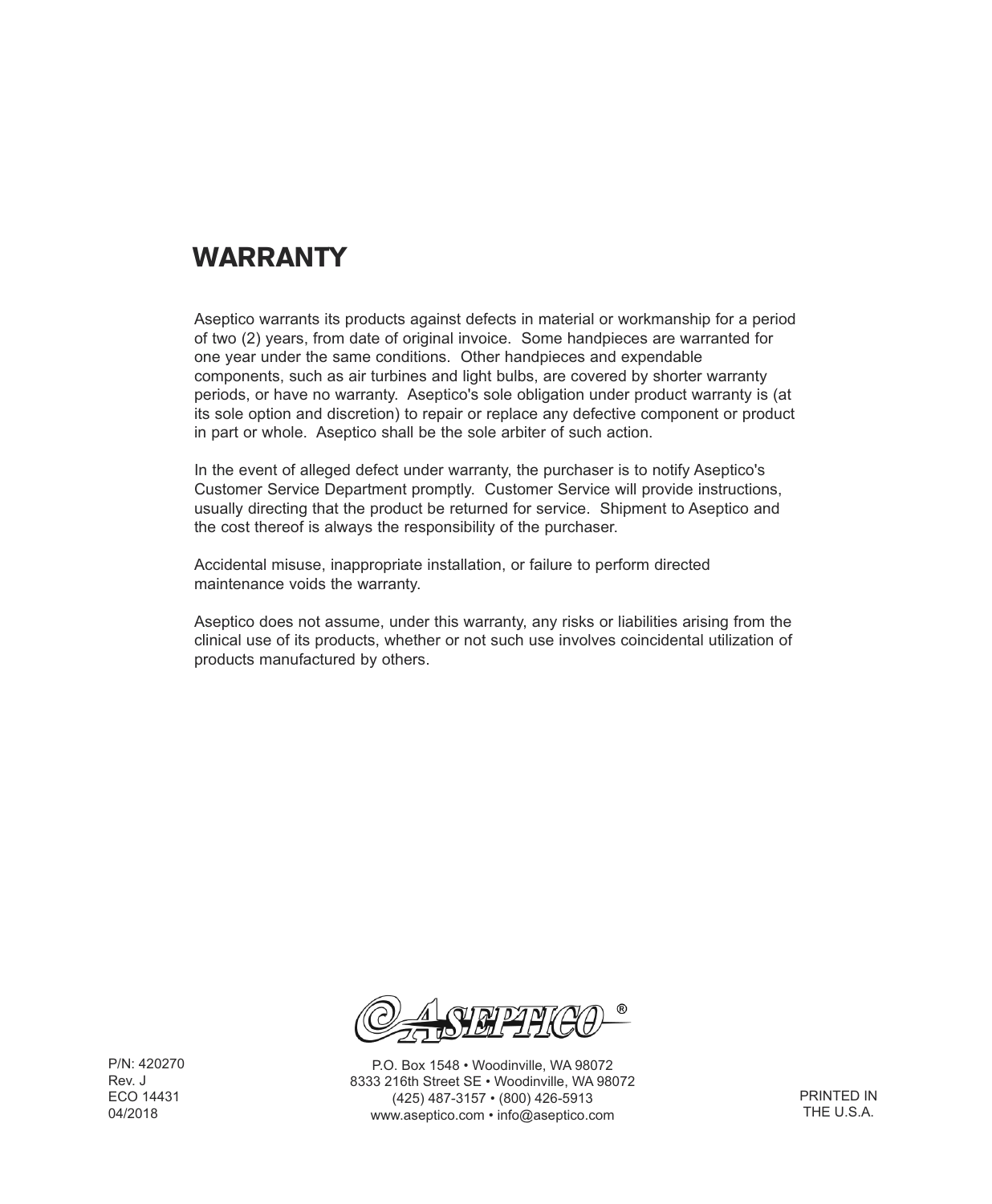## WARRANTY

Aseptico warrants its products against defects in material or workmanship for a period of two (2) years, from date of original invoice. Some handpieces are warranted for one year under the same conditions. Other handpieces and expendable components, such as air turbines and light bulbs, are covered by shorter warranty periods, or have no warranty. Aseptico's sole obligation under product warranty is (at its sole option and discretion) to repair or replace any defective component or product in part or whole. Aseptico shall be the sole arbiter of such action.

In the event of alleged defect under warranty, the purchaser is to notify Aseptico's Customer Service Department promptly. Customer Service will provide instructions, usually directing that the product be returned for service. Shipment to Aseptico and the cost thereof is always the responsibility of the purchaser.

Accidental misuse, inappropriate installation, or failure to perform directed maintenance voids the warranty.

Aseptico does not assume, under this warranty, any risks or liabilities arising from the clinical use of its products, whether or not such use involves coincidental utilization of products manufactured by others.

ASEPTICO®

P.O. Box 1548 • Woodinville, WA 98072
8333 216th Street SE • Woodinville, WA 98072
(425) 487-3157 • (800) 426-5913
www.aseptico.com • info@aseptico.com

P/N: 420270
Rev. J
ECO 14431
04/2018

PRINTED IN THE U.S.A.